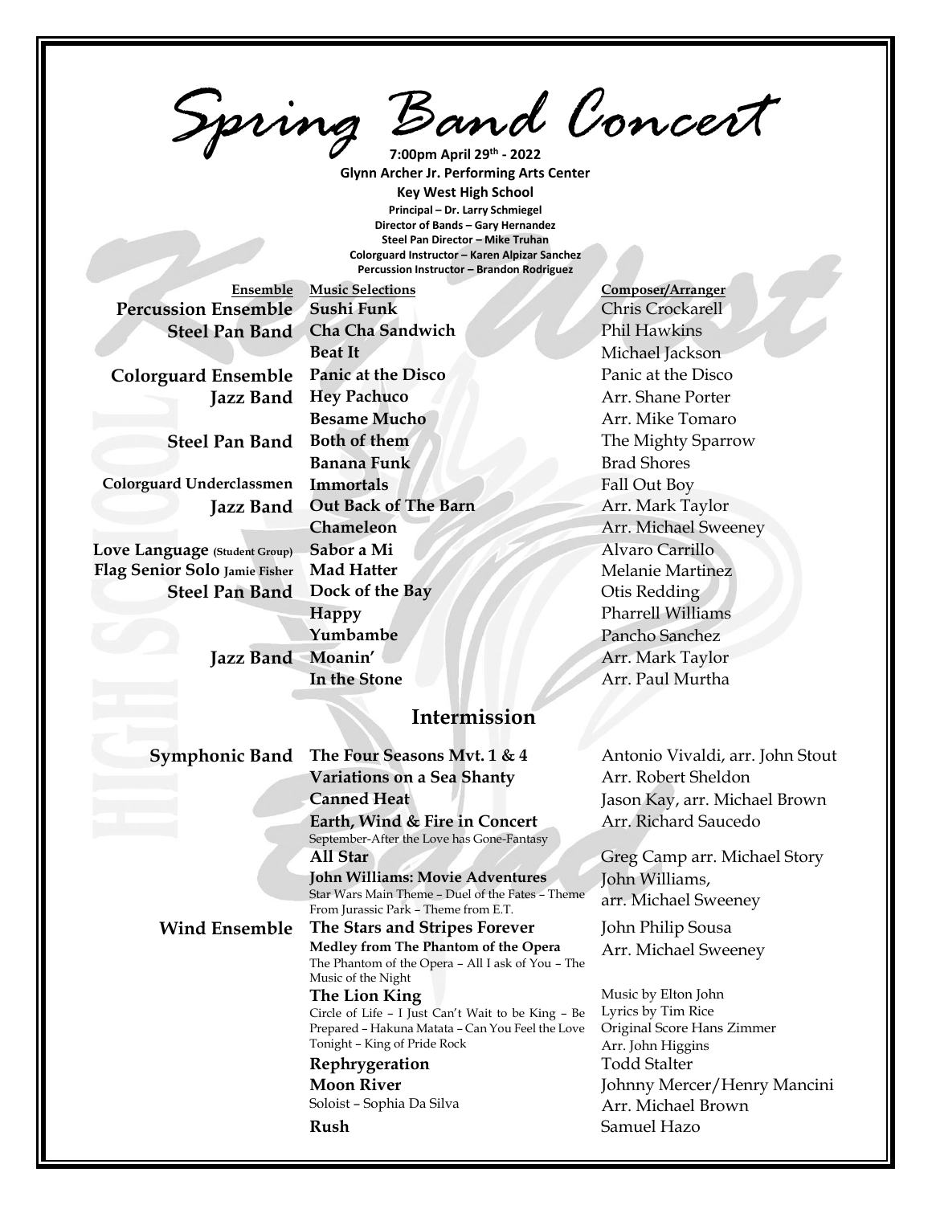# Spring Band Concert

**7:00pm April 29th - 2022**
**Glynn Archer Jr. Performing Arts Center**
**Key West High School**
**Principal – Dr. Larry Schmiegel**
**Director of Bands – Gary Hernandez**
**Steel Pan Director – Mike Truhan**
**Colorguard Instructor – Karen Alpizar Sanchez**
**Percussion Instructor – Brandon Rodriguez**

| Ensemble | Music Selections | Composer/Arranger |
|---|---|---|
| **Percussion Ensemble** | **Sushi Funk** | Chris Crockarell |
| **Steel Pan Band** | **Cha Cha Sandwich** | Phil Hawkins |
| | **Beat It** | Michael Jackson |
| **Colorguard Ensemble** | **Panic at the Disco** | Panic at the Disco |
| **Jazz Band** | **Hey Pachuco** | Arr. Shane Porter |
| | **Besame Mucho** | Arr. Mike Tomaro |
| **Steel Pan Band** | **Both of them** | The Mighty Sparrow |
| | **Banana Funk** | Brad Shores |
| **Colorguard Underclassmen** | **Immortals** | Fall Out Boy |
| **Jazz Band** | **Out Back of The Barn** | Arr. Mark Taylor |
| | **Chameleon** | Arr. Michael Sweeney |
| **Love Language (Student Group)** | **Sabor a Mi** | Alvaro Carrillo |
| **Flag Senior Solo Jamie Fisher** | **Mad Hatter** | Melanie Martinez |
| **Steel Pan Band** | **Dock of the Bay** | Otis Redding |
| | **Happy** | Pharrell Williams |
| | **Yumbambe** | Pancho Sanchez |
| **Jazz Band** | **Moanin'** | Arr. Mark Taylor |
| | **In the Stone** | Arr. Paul Murtha |

## Intermission

| Ensemble | Music Selections | Composer/Arranger |
|---|---|---|
| **Symphonic Band** | **The Four Seasons Mvt. 1 & 4** | Antonio Vivaldi, arr. John Stout |
| | **Variations on a Sea Shanty** | Arr. Robert Sheldon |
| | **Canned Heat** | Jason Kay, arr. Michael Brown |
| | **Earth, Wind & Fire in Concert** September-After the Love has Gone-Fantasy | Arr. Richard Saucedo |
| | **All Star** | Greg Camp arr. Michael Story |
| | **John Williams: Movie Adventures** Star Wars Main Theme – Duel of the Fates – Theme From Jurassic Park – Theme from E.T. | John Williams, arr. Michael Sweeney |
| **Wind Ensemble** | **The Stars and Stripes Forever** | John Philip Sousa |
| | **Medley from The Phantom of the Opera** The Phantom of the Opera – All I ask of You – The Music of the Night | Arr. Michael Sweeney |
| | **The Lion King** Circle of Life – I Just Can't Wait to be King – Be Prepared – Hakuna Matata – Can You Feel the Love Tonight – King of Pride Rock | Music by Elton John Lyrics by Tim Rice Original Score Hans Zimmer Arr. John Higgins |
| | **Rephrygeration** | Todd Stalter |
| | **Moon River** Soloist – Sophia Da Silva | Johnny Mercer/Henry Mancini Arr. Michael Brown |
| | **Rush** | Samuel Hazo |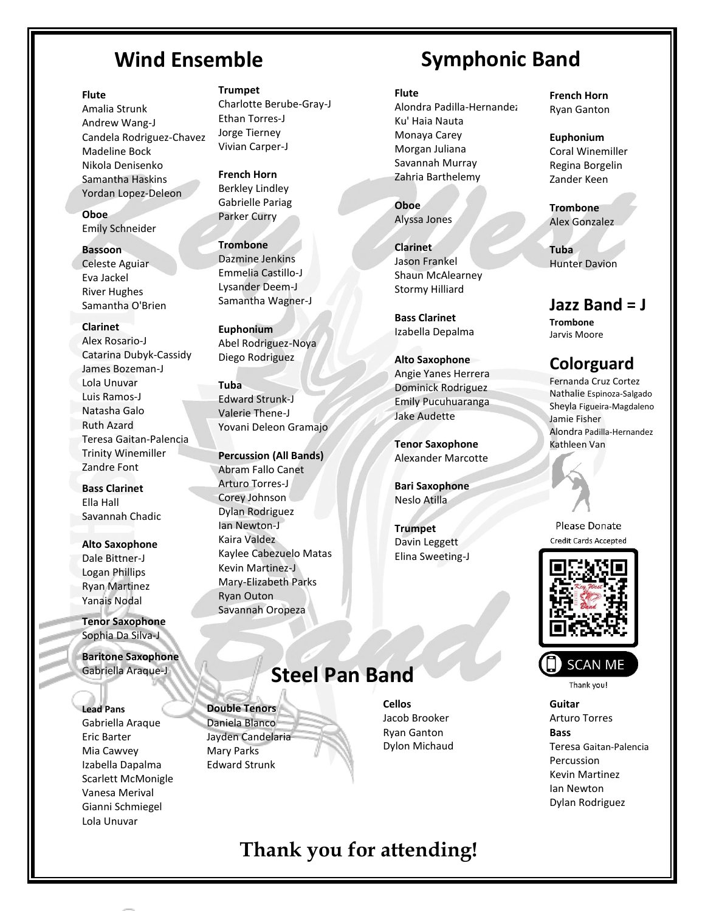## Wind Ensemble

**Flute**
Amalia Strunk
Andrew Wang-J
Candela Rodriguez-Chavez
Madeline Bock
Nikola Denisenko
Samantha Haskins
Yordan Lopez-Deleon

**Oboe**
Emily Schneider

**Bassoon**
Celeste Aguiar
Eva Jackel
River Hughes
Samantha O'Brien

**Clarinet**
Alex Rosario-J
Catarina Dubyk-Cassidy
James Bozeman-J
Lola Unuvar
Luis Ramos-J
Natasha Galo
Ruth Azard
Teresa Gaitan-Palencia
Trinity Winemiller
Zandre Font

**Bass Clarinet**
Ella Hall
Savannah Chadic

**Alto Saxophone**
Dale Bittner-J
Logan Phillips
Ryan Martinez
Yanais Nodal

**Tenor Saxophone**
Sophia Da Silva-J

**Baritone Saxophone**
Gabriella Araque-J

**Trumpet**
Charlotte Berube-Gray-J
Ethan Torres-J
Jorge Tierney
Vivian Carper-J

**French Horn**
Berkley Lindley
Gabrielle Pariag
Parker Curry

**Trombone**
Dazmine Jenkins
Emmelia Castillo-J
Lysander Deem-J
Samantha Wagner-J

**Euphonium**
Abel Rodriguez-Noya
Diego Rodriguez

**Tuba**
Edward Strunk-J
Valerie Thene-J
Yovani Deleon Gramajo

**Percussion (All Bands)**
Abram Fallo Canet
Arturo Torres-J
Corey Johnson
Dylan Rodriguez
Ian Newton-J
Kaira Valdez
Kaylee Cabezuelo Matas
Kevin Martinez-J
Mary-Elizabeth Parks
Ryan Outon
Savannah Oropeza

## Symphonic Band

**Flute**
Alondra Padilla-Hernandez
Ku' Haia Nauta
Monaya Carey
Morgan Juliana
Savannah Murray
Zahria Barthelemy

**Oboe**
Alyssa Jones

**Clarinet**
Jason Frankel
Shaun McAlearney
Stormy Hilliard

**Bass Clarinet**
Izabella Depalma

**Alto Saxophone**
Angie Yanes Herrera
Dominick Rodriguez
Emily Pucuhuaranga
Jake Audette

**Tenor Saxophone**
Alexander Marcotte

**Bari Saxophone**
Neslo Atilla

**Trumpet**
Davin Leggett
Elina Sweeting-J

**French Horn**
Ryan Ganton

**Euphonium**
Coral Winemiller
Regina Borgelin
Zander Keen

**Trombone**
Alex Gonzalez

**Tuba**
Hunter Davion

## Jazz Band = J

**Trombone**
Jarvis Moore

## Colorguard

Fernanda Cruz Cortez
Nathalie Espinoza-Salgado
Sheyla Figueira-Magdaleno
Jamie Fisher
Alondra Padilla-Hernandez
Kathleen Van

Please Donate
Credit Cards Accepted

SCAN ME

Thank you!

## Steel Pan Band

**Lead Pans**
Gabriella Araque
Eric Barter
Mia Cawvey
Izabella Dapalma
Scarlett McMonigle
Vanesa Merival
Gianni Schmiegel
Lola Unuvar

**Double Tenors**
Daniela Blanco
Jayden Candelaria
Mary Parks
Edward Strunk

**Cellos**
Jacob Brooker
Ryan Ganton
Dylon Michaud

**Guitar**
Arturo Torres

**Bass**
Teresa Gaitan-Palencia

Percussion
Kevin Martinez
Ian Newton
Dylan Rodriguez

# Thank you for attending!